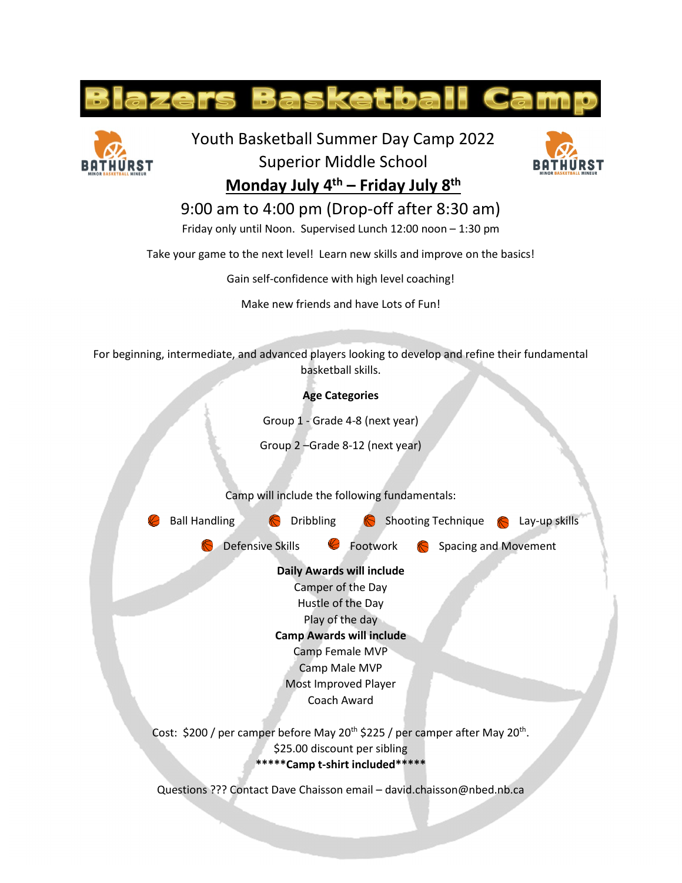# Blazers Basketball Camp

## Youth Basketball Summer Day Camp 2022

## Superior Middle School

## <u>Monday July 4th – Friday July 8th</u>

### 9:00 am to 4:00 pm (Drop-off after 8:30 am)

Friday only until Noon. Supervised Lunch 12:00 noon – 1:30 pm

Take your game to the next level! Learn new skills and improve on the basics!

Gain self-confidence with high level coaching!

Make new friends and have Lots of Fun!

For beginning, intermediate, and advanced players looking to develop and refine their fundamental basketball skills.

**Age Categories**

Group 1 - Grade 4-8 (next year)

Group 2 –Grade 8-12 (next year)

Camp will include the following fundamentals:

- Ball Handling
- Dribbling
- Shooting Technique
- Lay-up skills
- Defensive Skills
- Footwork
- Spacing and Movement

**Daily Awards will include**

Camper of the Day
Hustle of the Day
Play of the day

**Camp Awards will include**

Camp Female MVP
Camp Male MVP
Most Improved Player
Coach Award

Cost: $200 / per camper before May 20th $225 / per camper after May 20th.
$25.00 discount per sibling

**\*\*\*\*\*Camp t-shirt included\*\*\*\*\***

Questions ??? Contact Dave Chaisson email – david.chaisson@nbed.nb.ca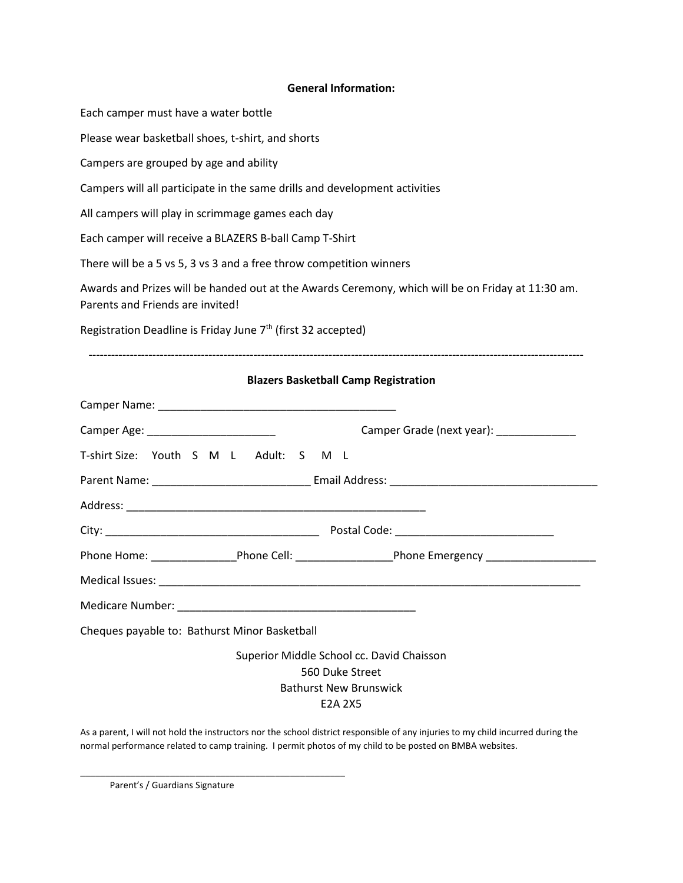**General Information:**

Each camper must have a water bottle

Please wear basketball shoes, t-shirt, and shorts

Campers are grouped by age and ability

Campers will all participate in the same drills and development activities

All campers will play in scrimmage games each day

Each camper will receive a BLAZERS B-ball Camp T-Shirt

There will be a 5 vs 5, 3 vs 3 and a free throw competition winners

Awards and Prizes will be handed out at the Awards Ceremony, which will be on Friday at 11:30 am. Parents and Friends are invited!

Registration Deadline is Friday June 7th (first 32 accepted)

---

**Blazers Basketball Camp Registration**

Camper Name: _______________________________________

Camper Age: _____________________ Camper Grade (next year): _____________

T-shirt Size: Youth S M L Adult: S M L

Parent Name: _________________________ Email Address: __________________________________

Address: _________________________________________________

City: __________________________________ Postal Code: _________________________

Phone Home: ______________Phone Cell: ________________Phone Emergency __________________

Medical Issues: _______________________________________________________________________

Medicare Number: _______________________________________

Cheques payable to: Bathurst Minor Basketball

Superior Middle School cc. David Chaisson
560 Duke Street
Bathurst New Brunswick
E2A 2X5

As a parent, I will not hold the instructors nor the school district responsible of any injuries to my child incurred during the normal performance related to camp training. I permit photos of my child to be posted on BMBA websites.

__________________________________________________

Parent's / Guardians Signature